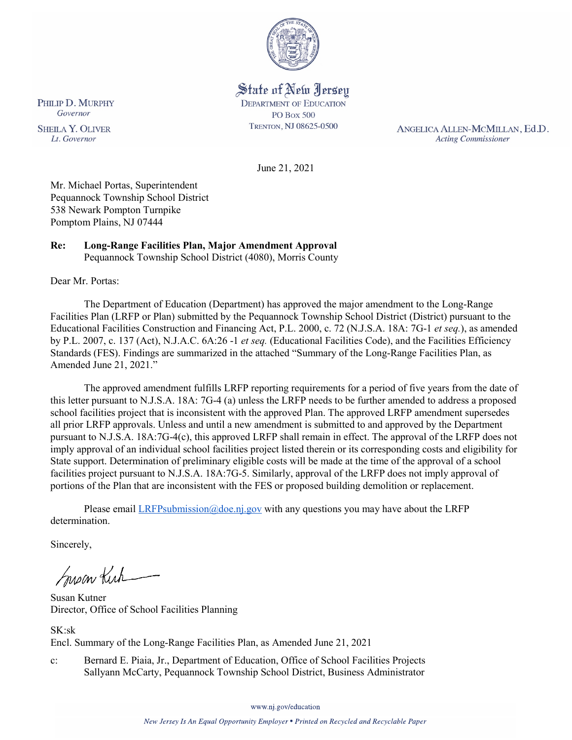State of New Jersey
DEPARTMENT OF EDUCATION
PO BOX 500
TRENTON, NJ 08625-0500

PHILIP D. MURPHY
*Governor*

SHEILA Y. OLIVER
*Lt. Governor*

ANGELICA ALLEN-MCMILLAN, Ed.D.
*Acting Commissioner*

June 21, 2021

Mr. Michael Portas, Superintendent
Pequannock Township School District
538 Newark Pompton Turnpike
Pomptom Plains, NJ 07444

**Re: Long-Range Facilities Plan, Major Amendment Approval**
Pequannock Township School District (4080), Morris County

Dear Mr. Portas:

The Department of Education (Department) has approved the major amendment to the Long-Range Facilities Plan (LRFP or Plan) submitted by the Pequannock Township School District (District) pursuant to the Educational Facilities Construction and Financing Act, P.L. 2000, c. 72 (N.J.S.A. 18A: 7G-1 *et seq.*), as amended by P.L. 2007, c. 137 (Act), N.J.A.C. 6A:26 -1 *et seq.* (Educational Facilities Code), and the Facilities Efficiency Standards (FES). Findings are summarized in the attached "Summary of the Long-Range Facilities Plan, as Amended June 21, 2021."

The approved amendment fulfills LRFP reporting requirements for a period of five years from the date of this letter pursuant to N.J.S.A. 18A: 7G-4 (a) unless the LRFP needs to be further amended to address a proposed school facilities project that is inconsistent with the approved Plan. The approved LRFP amendment supersedes all prior LRFP approvals. Unless and until a new amendment is submitted to and approved by the Department pursuant to N.J.S.A. 18A:7G-4(c), this approved LRFP shall remain in effect. The approval of the LRFP does not imply approval of an individual school facilities project listed therein or its corresponding costs and eligibility for State support. Determination of preliminary eligible costs will be made at the time of the approval of a school facilities project pursuant to N.J.S.A. 18A:7G-5. Similarly, approval of the LRFP does not imply approval of portions of the Plan that are inconsistent with the FES or proposed building demolition or replacement.

Please email LRFPsubmission@doe.nj.gov with any questions you may have about the LRFP determination.

Sincerely,

Susan Kutner
Director, Office of School Facilities Planning

SK:sk
Encl. Summary of the Long-Range Facilities Plan, as Amended June 21, 2021

c: Bernard E. Piaia, Jr., Department of Education, Office of School Facilities Projects
Sallyann McCarty, Pequannock Township School District, Business Administrator

www.nj.gov/education

*New Jersey Is An Equal Opportunity Employer • Printed on Recycled and Recyclable Paper*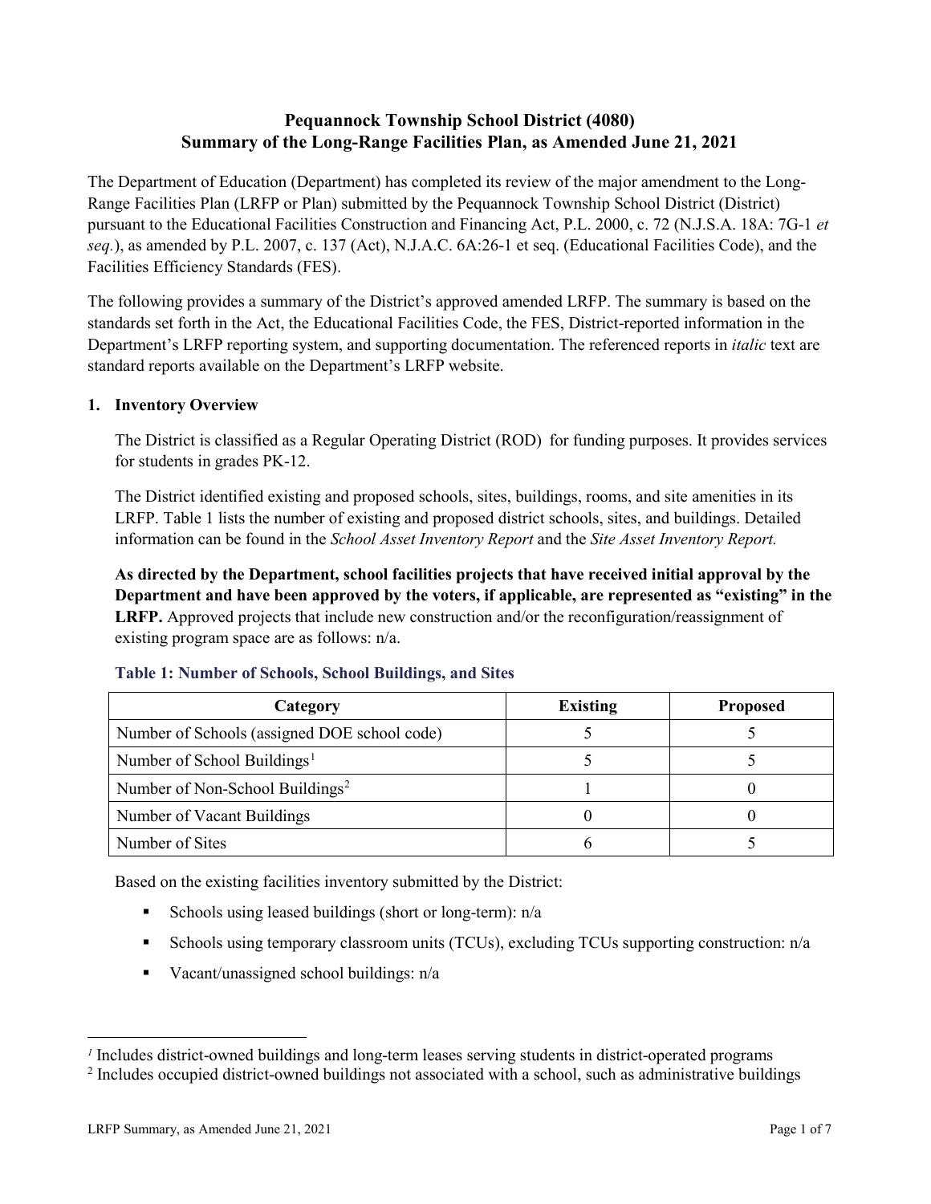# Pequannock Township School District (4080)
# Summary of the Long-Range Facilities Plan, as Amended June 21, 2021

The Department of Education (Department) has completed its review of the major amendment to the Long-Range Facilities Plan (LRFP or Plan) submitted by the Pequannock Township School District (District) pursuant to the Educational Facilities Construction and Financing Act, P.L. 2000, c. 72 (N.J.S.A. 18A: 7G-1 *et seq.*), as amended by P.L. 2007, c. 137 (Act), N.J.A.C. 6A:26-1 et seq. (Educational Facilities Code), and the Facilities Efficiency Standards (FES).

The following provides a summary of the District's approved amended LRFP. The summary is based on the standards set forth in the Act, the Educational Facilities Code, the FES, District-reported information in the Department's LRFP reporting system, and supporting documentation. The referenced reports in *italic* text are standard reports available on the Department's LRFP website.

## 1. Inventory Overview

The District is classified as a Regular Operating District (ROD) for funding purposes. It provides services for students in grades PK-12.

The District identified existing and proposed schools, sites, buildings, rooms, and site amenities in its LRFP. Table 1 lists the number of existing and proposed district schools, sites, and buildings. Detailed information can be found in the *School Asset Inventory Report* and the *Site Asset Inventory Report.*

**As directed by the Department, school facilities projects that have received initial approval by the Department and have been approved by the voters, if applicable, are represented as "existing" in the LRFP.** Approved projects that include new construction and/or the reconfiguration/reassignment of existing program space are as follows: n/a.

### Table 1: Number of Schools, School Buildings, and Sites

| Category | Existing | Proposed |
|---|---|---|
| Number of Schools (assigned DOE school code) | 5 | 5 |
| Number of School Buildings[1] | 5 | 5 |
| Number of Non-School Buildings[2] | 1 | 0 |
| Number of Vacant Buildings | 0 | 0 |
| Number of Sites | 6 | 5 |

Based on the existing facilities inventory submitted by the District:

- Schools using leased buildings (short or long-term): n/a
- Schools using temporary classroom units (TCUs), excluding TCUs supporting construction: n/a
- Vacant/unassigned school buildings: n/a

[1] Includes district-owned buildings and long-term leases serving students in district-operated programs
[2] Includes occupied district-owned buildings not associated with a school, such as administrative buildings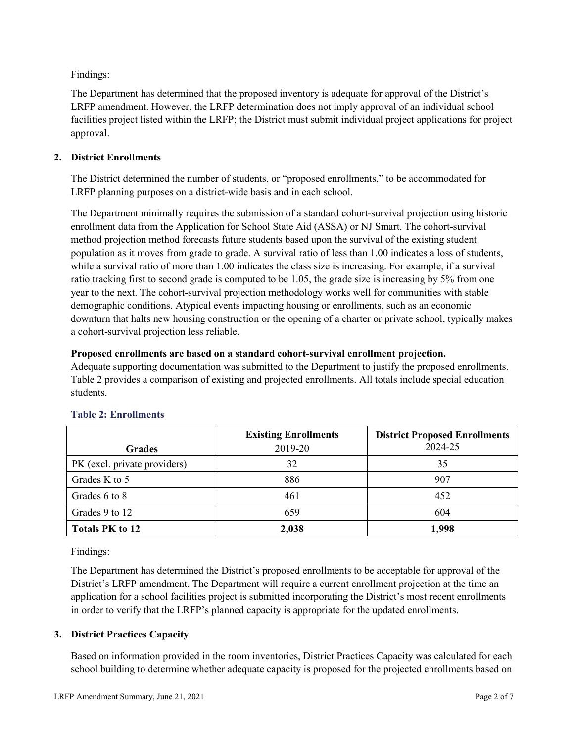Findings:

The Department has determined that the proposed inventory is adequate for approval of the District's LRFP amendment. However, the LRFP determination does not imply approval of an individual school facilities project listed within the LRFP; the District must submit individual project applications for project approval.

## 2. District Enrollments

The District determined the number of students, or "proposed enrollments," to be accommodated for LRFP planning purposes on a district-wide basis and in each school.

The Department minimally requires the submission of a standard cohort-survival projection using historic enrollment data from the Application for School State Aid (ASSA) or NJ Smart. The cohort-survival method projection method forecasts future students based upon the survival of the existing student population as it moves from grade to grade. A survival ratio of less than 1.00 indicates a loss of students, while a survival ratio of more than 1.00 indicates the class size is increasing. For example, if a survival ratio tracking first to second grade is computed to be 1.05, the grade size is increasing by 5% from one year to the next. The cohort-survival projection methodology works well for communities with stable demographic conditions. Atypical events impacting housing or enrollments, such as an economic downturn that halts new housing construction or the opening of a charter or private school, typically makes a cohort-survival projection less reliable.

**Proposed enrollments are based on a standard cohort-survival enrollment projection.**
Adequate supporting documentation was submitted to the Department to justify the proposed enrollments. Table 2 provides a comparison of existing and projected enrollments. All totals include special education students.

**Table 2: Enrollments**

| Grades | Existing Enrollments 2019-20 | District Proposed Enrollments 2024-25 |
|---|---|---|
| PK (excl. private providers) | 32 | 35 |
| Grades K to 5 | 886 | 907 |
| Grades 6 to 8 | 461 | 452 |
| Grades 9 to 12 | 659 | 604 |
| **Totals PK to 12** | **2,038** | **1,998** |

Findings:

The Department has determined the District's proposed enrollments to be acceptable for approval of the District's LRFP amendment. The Department will require a current enrollment projection at the time an application for a school facilities project is submitted incorporating the District's most recent enrollments in order to verify that the LRFP's planned capacity is appropriate for the updated enrollments.

## 3. District Practices Capacity

Based on information provided in the room inventories, District Practices Capacity was calculated for each school building to determine whether adequate capacity is proposed for the projected enrollments based on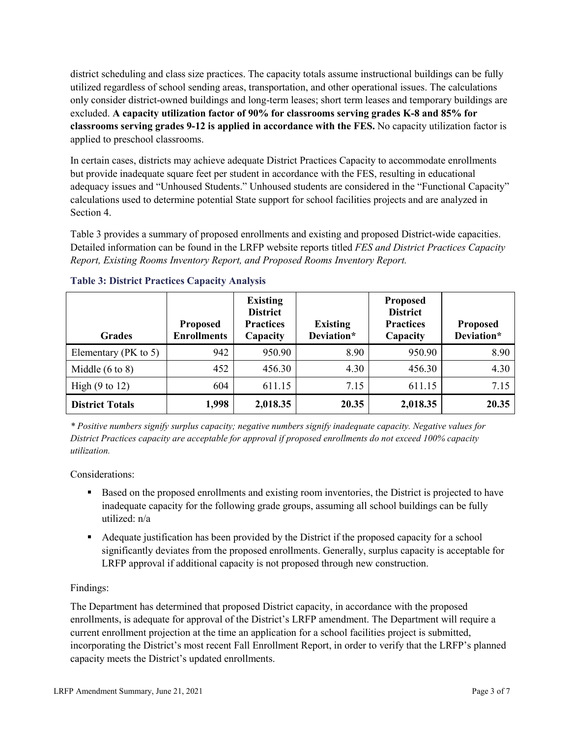district scheduling and class size practices. The capacity totals assume instructional buildings can be fully utilized regardless of school sending areas, transportation, and other operational issues. The calculations only consider district-owned buildings and long-term leases; short term leases and temporary buildings are excluded. **A capacity utilization factor of 90% for classrooms serving grades K-8 and 85% for classrooms serving grades 9-12 is applied in accordance with the FES.** No capacity utilization factor is applied to preschool classrooms.

In certain cases, districts may achieve adequate District Practices Capacity to accommodate enrollments but provide inadequate square feet per student in accordance with the FES, resulting in educational adequacy issues and "Unhoused Students." Unhoused students are considered in the "Functional Capacity" calculations used to determine potential State support for school facilities projects and are analyzed in Section 4.

Table 3 provides a summary of proposed enrollments and existing and proposed District-wide capacities. Detailed information can be found in the LRFP website reports titled *FES and District Practices Capacity Report, Existing Rooms Inventory Report, and Proposed Rooms Inventory Report.*

### Table 3: District Practices Capacity Analysis

| Grades | Proposed Enrollments | Existing District Practices Capacity | Existing Deviation* | Proposed District Practices Capacity | Proposed Deviation* |
|---|---|---|---|---|---|
| Elementary (PK to 5) | 942 | 950.90 | 8.90 | 950.90 | 8.90 |
| Middle (6 to 8) | 452 | 456.30 | 4.30 | 456.30 | 4.30 |
| High (9 to 12) | 604 | 611.15 | 7.15 | 611.15 | 7.15 |
| **District Totals** | **1,998** | **2,018.35** | **20.35** | **2,018.35** | **20.35** |

*\* Positive numbers signify surplus capacity; negative numbers signify inadequate capacity. Negative values for District Practices capacity are acceptable for approval if proposed enrollments do not exceed 100% capacity utilization.*

Considerations:

- Based on the proposed enrollments and existing room inventories, the District is projected to have inadequate capacity for the following grade groups, assuming all school buildings can be fully utilized: n/a
- Adequate justification has been provided by the District if the proposed capacity for a school significantly deviates from the proposed enrollments. Generally, surplus capacity is acceptable for LRFP approval if additional capacity is not proposed through new construction.

Findings:

The Department has determined that proposed District capacity, in accordance with the proposed enrollments, is adequate for approval of the District's LRFP amendment. The Department will require a current enrollment projection at the time an application for a school facilities project is submitted, incorporating the District's most recent Fall Enrollment Report, in order to verify that the LRFP's planned capacity meets the District's updated enrollments.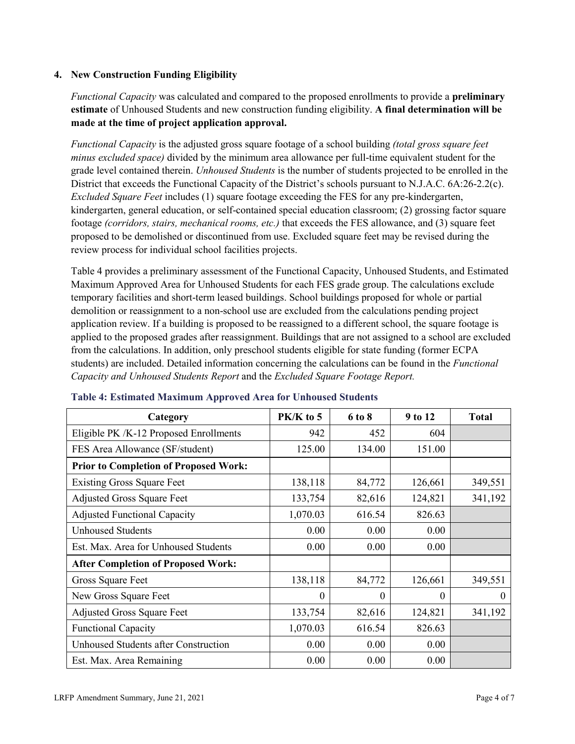## 4. New Construction Funding Eligibility

*Functional Capacity* was calculated and compared to the proposed enrollments to provide a **preliminary estimate** of Unhoused Students and new construction funding eligibility. **A final determination will be made at the time of project application approval.**

*Functional Capacity* is the adjusted gross square footage of a school building *(total gross square feet minus excluded space)* divided by the minimum area allowance per full-time equivalent student for the grade level contained therein. *Unhoused Students* is the number of students projected to be enrolled in the District that exceeds the Functional Capacity of the District's schools pursuant to N.J.A.C. 6A:26-2.2(c). *Excluded Square Feet* includes (1) square footage exceeding the FES for any pre-kindergarten, kindergarten, general education, or self-contained special education classroom; (2) grossing factor square footage *(corridors, stairs, mechanical rooms, etc.)* that exceeds the FES allowance, and (3) square feet proposed to be demolished or discontinued from use. Excluded square feet may be revised during the review process for individual school facilities projects.

Table 4 provides a preliminary assessment of the Functional Capacity, Unhoused Students, and Estimated Maximum Approved Area for Unhoused Students for each FES grade group. The calculations exclude temporary facilities and short-term leased buildings. School buildings proposed for whole or partial demolition or reassignment to a non-school use are excluded from the calculations pending project application review. If a building is proposed to be reassigned to a different school, the square footage is applied to the proposed grades after reassignment. Buildings that are not assigned to a school are excluded from the calculations. In addition, only preschool students eligible for state funding (former ECPA students) are included. Detailed information concerning the calculations can be found in the *Functional Capacity and Unhoused Students Report* and the *Excluded Square Footage Report.*

**Table 4: Estimated Maximum Approved Area for Unhoused Students**

| Category | PK/K to 5 | 6 to 8 | 9 to 12 | Total |
|---|---|---|---|---|
| Eligible PK /K-12 Proposed Enrollments | 942 | 452 | 604 | |
| FES Area Allowance (SF/student) | 125.00 | 134.00 | 151.00 | |
| **Prior to Completion of Proposed Work:** | | | | |
| Existing Gross Square Feet | 138,118 | 84,772 | 126,661 | 349,551 |
| Adjusted Gross Square Feet | 133,754 | 82,616 | 124,821 | 341,192 |
| Adjusted Functional Capacity | 1,070.03 | 616.54 | 826.63 | |
| Unhoused Students | 0.00 | 0.00 | 0.00 | |
| Est. Max. Area for Unhoused Students | 0.00 | 0.00 | 0.00 | |
| **After Completion of Proposed Work:** | | | | |
| Gross Square Feet | 138,118 | 84,772 | 126,661 | 349,551 |
| New Gross Square Feet | 0 | 0 | 0 | 0 |
| Adjusted Gross Square Feet | 133,754 | 82,616 | 124,821 | 341,192 |
| Functional Capacity | 1,070.03 | 616.54 | 826.63 | |
| Unhoused Students after Construction | 0.00 | 0.00 | 0.00 | |
| Est. Max. Area Remaining | 0.00 | 0.00 | 0.00 | |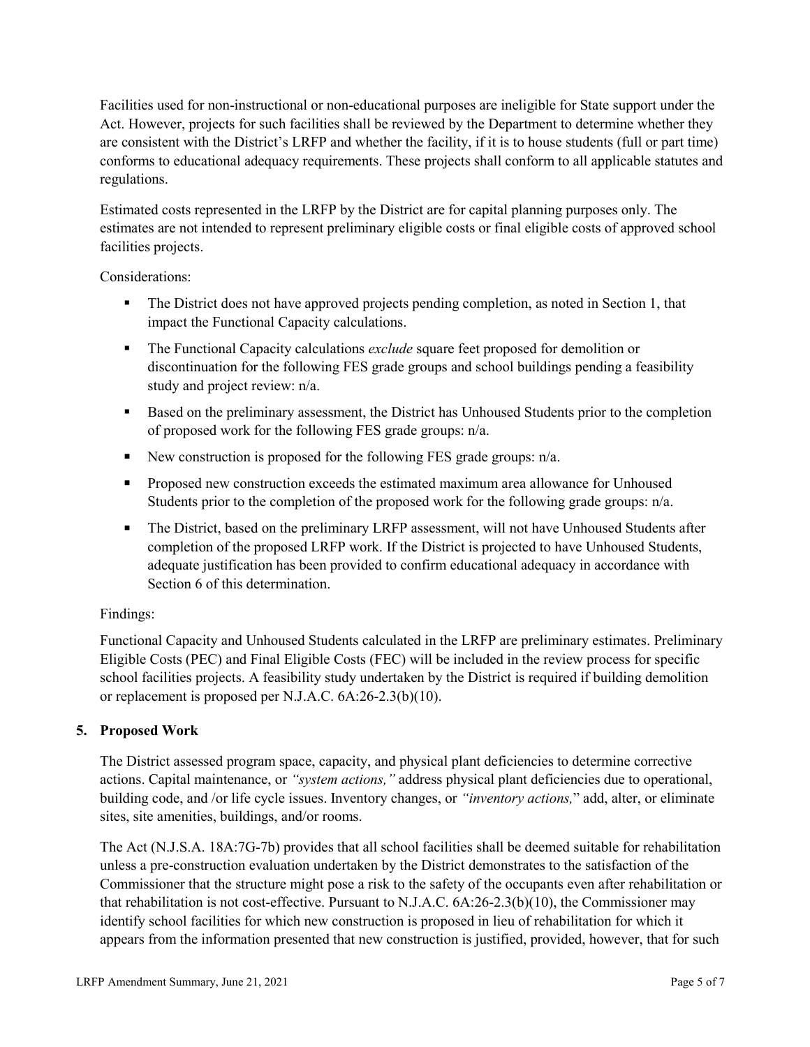Facilities used for non-instructional or non-educational purposes are ineligible for State support under the Act. However, projects for such facilities shall be reviewed by the Department to determine whether they are consistent with the District's LRFP and whether the facility, if it is to house students (full or part time) conforms to educational adequacy requirements. These projects shall conform to all applicable statutes and regulations.

Estimated costs represented in the LRFP by the District are for capital planning purposes only. The estimates are not intended to represent preliminary eligible costs or final eligible costs of approved school facilities projects.

Considerations:

- The District does not have approved projects pending completion, as noted in Section 1, that impact the Functional Capacity calculations.
- The Functional Capacity calculations *exclude* square feet proposed for demolition or discontinuation for the following FES grade groups and school buildings pending a feasibility study and project review: n/a.
- Based on the preliminary assessment, the District has Unhoused Students prior to the completion of proposed work for the following FES grade groups: n/a.
- New construction is proposed for the following FES grade groups: n/a.
- Proposed new construction exceeds the estimated maximum area allowance for Unhoused Students prior to the completion of the proposed work for the following grade groups: n/a.
- The District, based on the preliminary LRFP assessment, will not have Unhoused Students after completion of the proposed LRFP work. If the District is projected to have Unhoused Students, adequate justification has been provided to confirm educational adequacy in accordance with Section 6 of this determination.

Findings:

Functional Capacity and Unhoused Students calculated in the LRFP are preliminary estimates. Preliminary Eligible Costs (PEC) and Final Eligible Costs (FEC) will be included in the review process for specific school facilities projects. A feasibility study undertaken by the District is required if building demolition or replacement is proposed per N.J.A.C. 6A:26-2.3(b)(10).

## 5. Proposed Work

The District assessed program space, capacity, and physical plant deficiencies to determine corrective actions. Capital maintenance, or *"system actions,"* address physical plant deficiencies due to operational, building code, and /or life cycle issues. Inventory changes, or *"inventory actions,"* add, alter, or eliminate sites, site amenities, buildings, and/or rooms.

The Act (N.J.S.A. 18A:7G-7b) provides that all school facilities shall be deemed suitable for rehabilitation unless a pre-construction evaluation undertaken by the District demonstrates to the satisfaction of the Commissioner that the structure might pose a risk to the safety of the occupants even after rehabilitation or that rehabilitation is not cost-effective. Pursuant to N.J.A.C. 6A:26-2.3(b)(10), the Commissioner may identify school facilities for which new construction is proposed in lieu of rehabilitation for which it appears from the information presented that new construction is justified, provided, however, that for such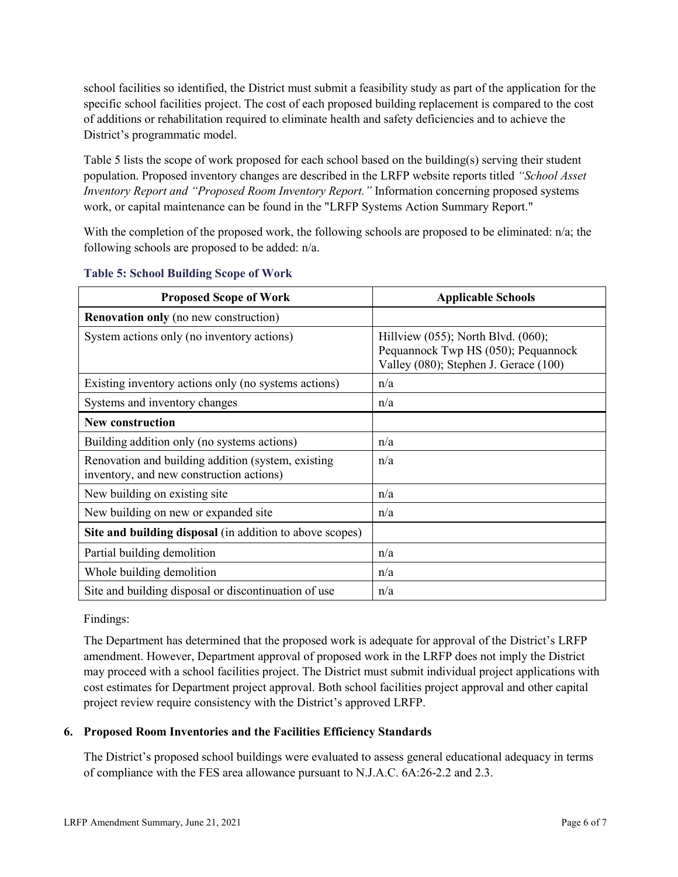school facilities so identified, the District must submit a feasibility study as part of the application for the specific school facilities project. The cost of each proposed building replacement is compared to the cost of additions or rehabilitation required to eliminate health and safety deficiencies and to achieve the District's programmatic model.

Table 5 lists the scope of work proposed for each school based on the building(s) serving their student population. Proposed inventory changes are described in the LRFP website reports titled *"School Asset Inventory Report and "Proposed Room Inventory Report."* Information concerning proposed systems work, or capital maintenance can be found in the "LRFP Systems Action Summary Report."

With the completion of the proposed work, the following schools are proposed to be eliminated: n/a; the following schools are proposed to be added: n/a.

**Table 5: School Building Scope of Work**

| Proposed Scope of Work | Applicable Schools |
|---|---|
| **Renovation only** (no new construction) | |
| System actions only (no inventory actions) | Hillview (055); North Blvd. (060); Pequannock Twp HS (050); Pequannock Valley (080); Stephen J. Gerace (100) |
| Existing inventory actions only (no systems actions) | n/a |
| Systems and inventory changes | n/a |
| **New construction** | |
| Building addition only (no systems actions) | n/a |
| Renovation and building addition (system, existing inventory, and new construction actions) | n/a |
| New building on existing site | n/a |
| New building on new or expanded site | n/a |
| **Site and building disposal** (in addition to above scopes) | |
| Partial building demolition | n/a |
| Whole building demolition | n/a |
| Site and building disposal or discontinuation of use | n/a |

Findings:

The Department has determined that the proposed work is adequate for approval of the District's LRFP amendment. However, Department approval of proposed work in the LRFP does not imply the District may proceed with a school facilities project. The District must submit individual project applications with cost estimates for Department project approval. Both school facilities project approval and other capital project review require consistency with the District's approved LRFP.

## 6. Proposed Room Inventories and the Facilities Efficiency Standards

The District's proposed school buildings were evaluated to assess general educational adequacy in terms of compliance with the FES area allowance pursuant to N.J.A.C. 6A:26-2.2 and 2.3.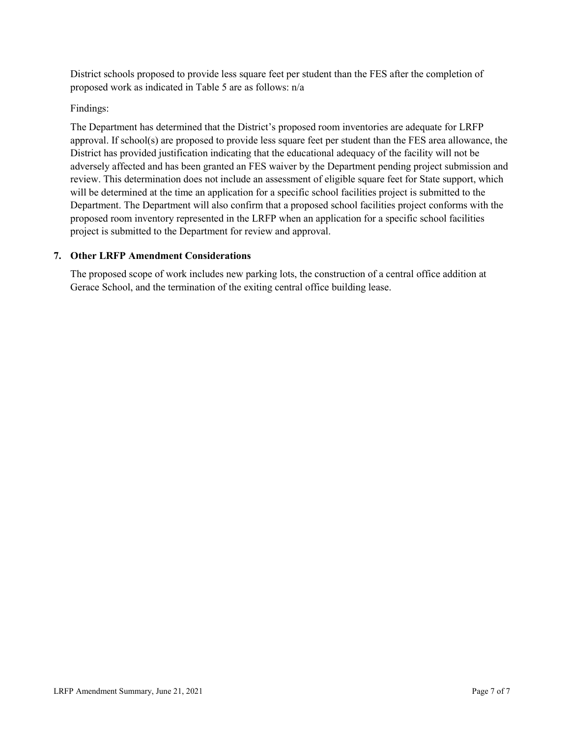District schools proposed to provide less square feet per student than the FES after the completion of proposed work as indicated in Table 5 are as follows: n/a

Findings:

The Department has determined that the District's proposed room inventories are adequate for LRFP approval. If school(s) are proposed to provide less square feet per student than the FES area allowance, the District has provided justification indicating that the educational adequacy of the facility will not be adversely affected and has been granted an FES waiver by the Department pending project submission and review. This determination does not include an assessment of eligible square feet for State support, which will be determined at the time an application for a specific school facilities project is submitted to the Department. The Department will also confirm that a proposed school facilities project conforms with the proposed room inventory represented in the LRFP when an application for a specific school facilities project is submitted to the Department for review and approval.

## 7. Other LRFP Amendment Considerations

The proposed scope of work includes new parking lots, the construction of a central office addition at Gerace School, and the termination of the exiting central office building lease.